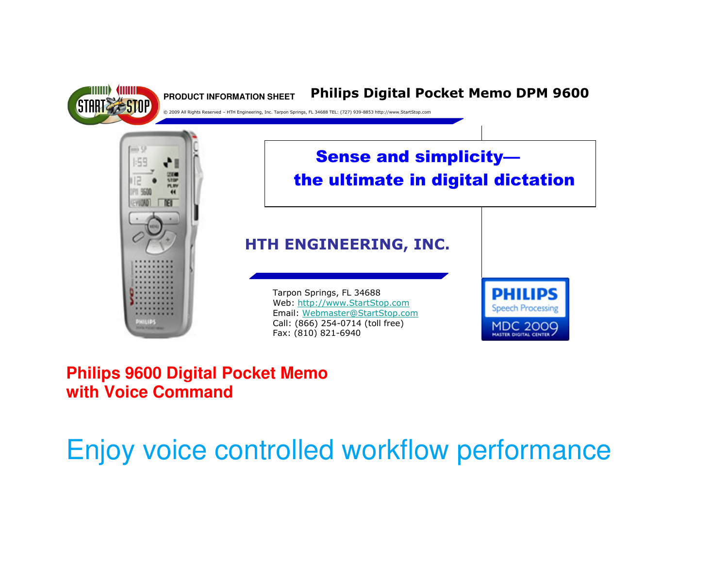PRODUCT INFORMATION SHEET

# Philips Digital Pocket Memo DPM 9600

© 2009 All Rights Reserved – HTH Engineering, Inc. Tarpon Springs, FL 34688 TEL: (727) 939-8853 http://www.StartStop.com

## Sense and simplicity— the ultimate in digital dictation

## HTH ENGINEERING, INC.

Tarpon Springs, FL 34688
Web: http://www.StartStop.com
Email: Webmaster@StartStop.com
Call: (866) 254-0714 (toll free)
Fax: (810) 821-6940

PHILIPS Speech Processing
MDC 2009 MASTER DIGITAL CENTER

## Philips 9600 Digital Pocket Memo with Voice Command

# Enjoy voice controlled workflow performance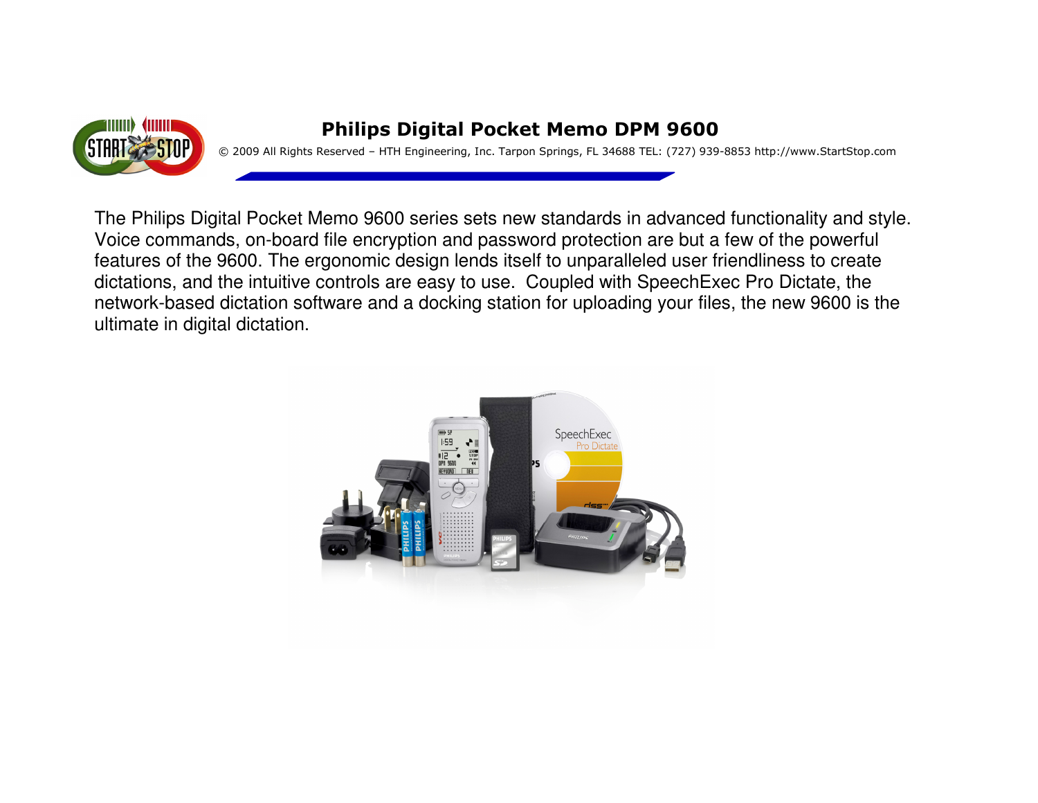# Philips Digital Pocket Memo DPM 9600

© 2009 All Rights Reserved – HTH Engineering, Inc. Tarpon Springs, FL 34688 TEL: (727) 939-8853 http://www.StartStop.com

The Philips Digital Pocket Memo 9600 series sets new standards in advanced functionality and style. Voice commands, on-board file encryption and password protection are but a few of the powerful features of the 9600. The ergonomic design lends itself to unparalleled user friendliness to create dictations, and the intuitive controls are easy to use. Coupled with SpeechExec Pro Dictate, the network-based dictation software and a docking station for uploading your files, the new 9600 is the ultimate in digital dictation.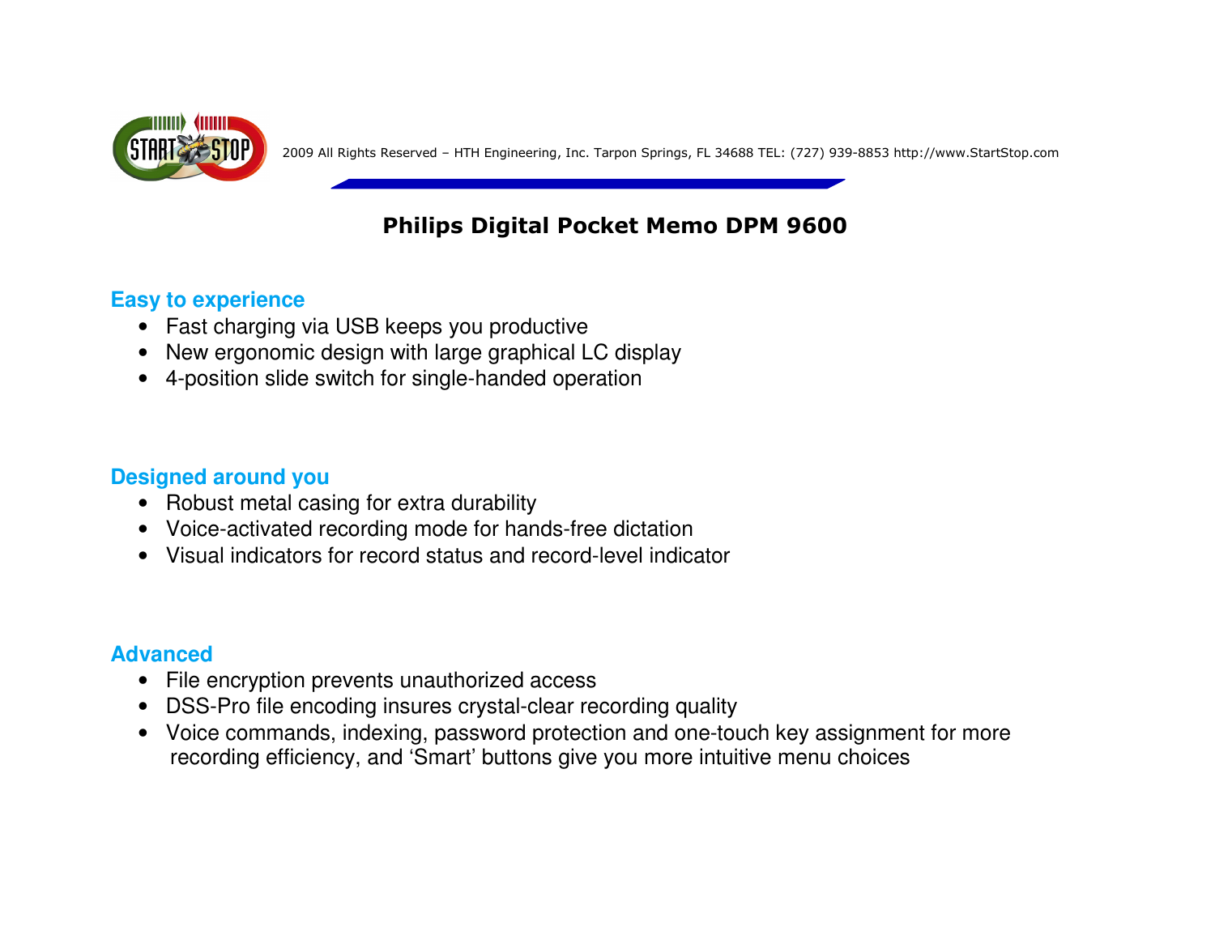# Philips Digital Pocket Memo DPM 9600

## Easy to experience

- Fast charging via USB keeps you productive
- New ergonomic design with large graphical LC display
- 4-position slide switch for single-handed operation

## Designed around you

- Robust metal casing for extra durability
- Voice-activated recording mode for hands-free dictation
- Visual indicators for record status and record-level indicator

## Advanced

- File encryption prevents unauthorized access
- DSS-Pro file encoding insures crystal-clear recording quality
- Voice commands, indexing, password protection and one-touch key assignment for more recording efficiency, and 'Smart' buttons give you more intuitive menu choices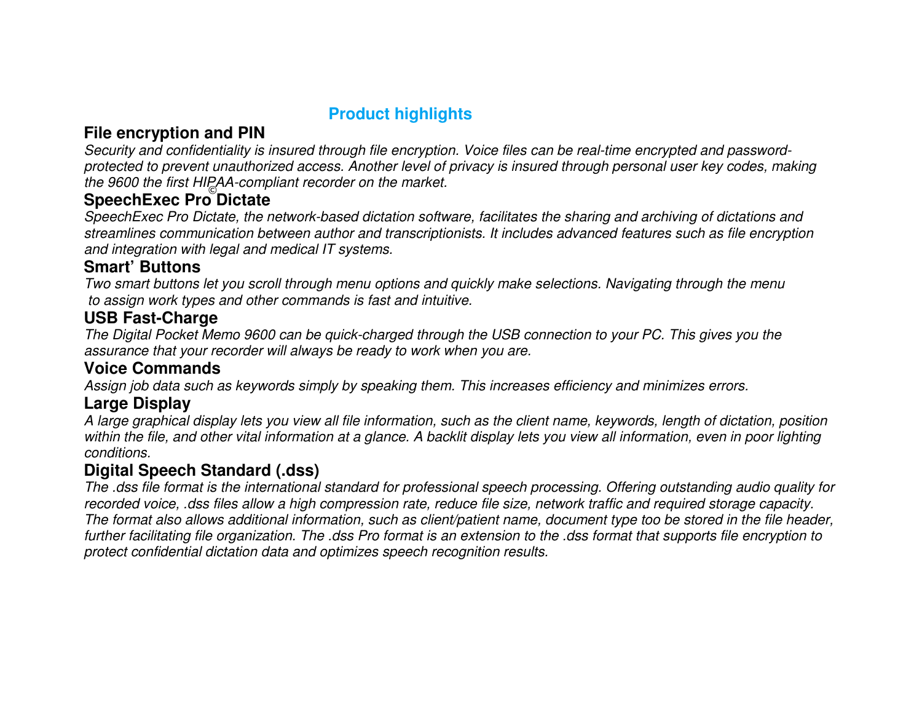## Product highlights

### File encryption and PIN

*Security and confidentiality is insured through file encryption. Voice files can be real-time encrypted and password-protected to prevent unauthorized access. Another level of privacy is insured through personal user key codes, making the 9600 the first HIPAA-compliant recorder on the market.*

### SpeechExec Pro© Dictate

*SpeechExec Pro Dictate, the network-based dictation software, facilitates the sharing and archiving of dictations and streamlines communication between author and transcriptionists. It includes advanced features such as file encryption and integration with legal and medical IT systems.*

### Smart' Buttons

*Two smart buttons let you scroll through menu options and quickly make selections. Navigating through the menu to assign work types and other commands is fast and intuitive.*

### USB Fast-Charge

*The Digital Pocket Memo 9600 can be quick-charged through the USB connection to your PC. This gives you the assurance that your recorder will always be ready to work when you are.*

### Voice Commands

*Assign job data such as keywords simply by speaking them. This increases efficiency and minimizes errors.*

### Large Display

*A large graphical display lets you view all file information, such as the client name, keywords, length of dictation, position within the file, and other vital information at a glance. A backlit display lets you view all information, even in poor lighting conditions.*

### Digital Speech Standard (.dss)

*The .dss file format is the international standard for professional speech processing. Offering outstanding audio quality for recorded voice, .dss files allow a high compression rate, reduce file size, network traffic and required storage capacity. The format also allows additional information, such as client/patient name, document type too be stored in the file header, further facilitating file organization. The .dss Pro format is an extension to the .dss format that supports file encryption to protect confidential dictation data and optimizes speech recognition results.*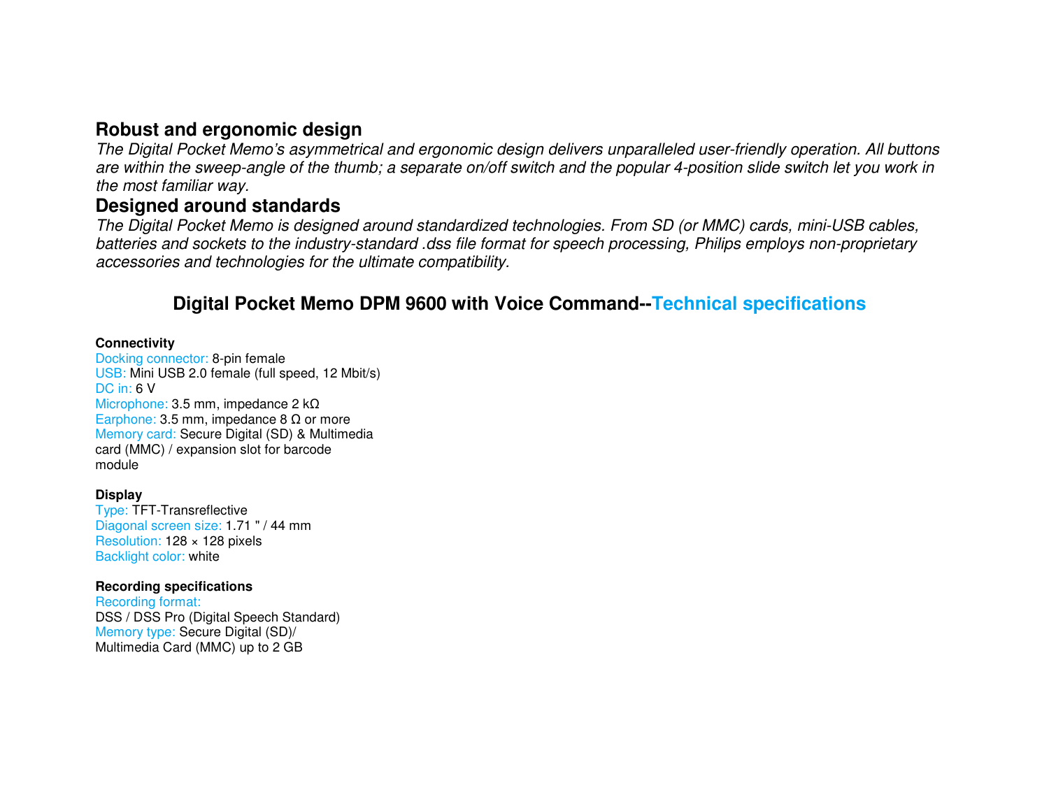## Robust and ergonomic design

*The Digital Pocket Memo's asymmetrical and ergonomic design delivers unparalleled user-friendly operation. All buttons are within the sweep-angle of the thumb; a separate on/off switch and the popular 4-position slide switch let you work in the most familiar way.*

## Designed around standards

*The Digital Pocket Memo is designed around standardized technologies. From SD (or MMC) cards, mini-USB cables, batteries and sockets to the industry-standard .dss file format for speech processing, Philips employs non-proprietary accessories and technologies for the ultimate compatibility.*

# Digital Pocket Memo DPM 9600 with Voice Command--Technical specifications

**Connectivity**

Docking connector: 8-pin female
USB: Mini USB 2.0 female (full speed, 12 Mbit/s)
DC in: 6 V
Microphone: 3.5 mm, impedance 2 kΩ
Earphone: 3.5 mm, impedance 8 Ω or more
Memory card: Secure Digital (SD) & Multimedia card (MMC) / expansion slot for barcode module

**Display**

Type: TFT-Transreflective
Diagonal screen size: 1.71 " / 44 mm
Resolution: 128 × 128 pixels
Backlight color: white

**Recording specifications**

Recording format:
DSS / DSS Pro (Digital Speech Standard)
Memory type: Secure Digital (SD)/ Multimedia Card (MMC) up to 2 GB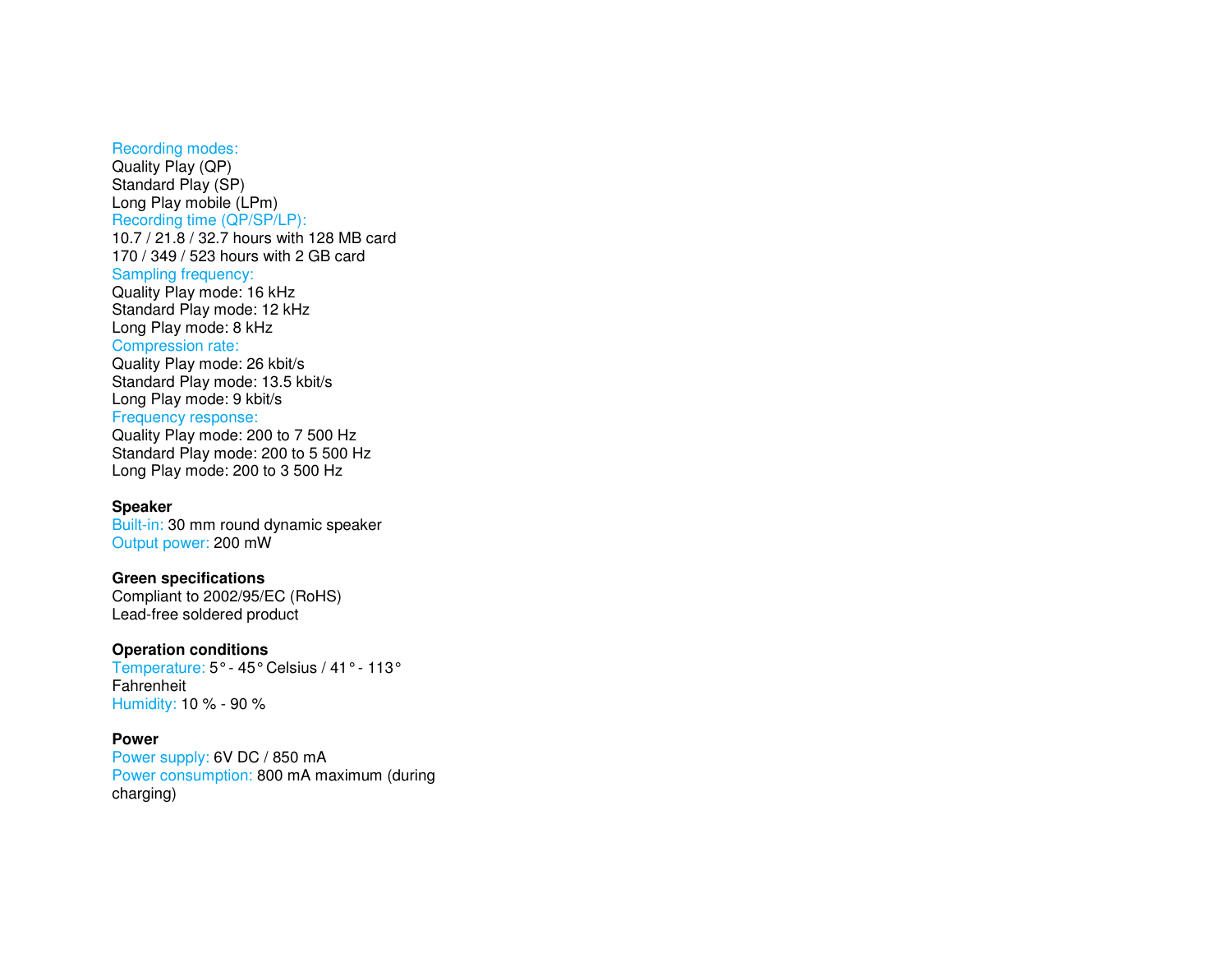Recording modes:
Quality Play (QP)
Standard Play (SP)
Long Play mobile (LPm)
Recording time (QP/SP/LP):
10.7 / 21.8 / 32.7 hours with 128 MB card
170 / 349 / 523 hours with 2 GB card
Sampling frequency:
Quality Play mode: 16 kHz
Standard Play mode: 12 kHz
Long Play mode: 8 kHz
Compression rate:
Quality Play mode: 26 kbit/s
Standard Play mode: 13.5 kbit/s
Long Play mode: 9 kbit/s
Frequency response:
Quality Play mode: 200 to 7 500 Hz
Standard Play mode: 200 to 5 500 Hz
Long Play mode: 200 to 3 500 Hz

**Speaker**
Built-in: 30 mm round dynamic speaker
Output power: 200 mW

**Green specifications**
Compliant to 2002/95/EC (RoHS)
Lead-free soldered product

**Operation conditions**
Temperature: 5° - 45° Celsius / 41° - 113° Fahrenheit
Humidity: 10 % - 90 %

**Power**
Power supply: 6V DC / 850 mA
Power consumption: 800 mA maximum (during charging)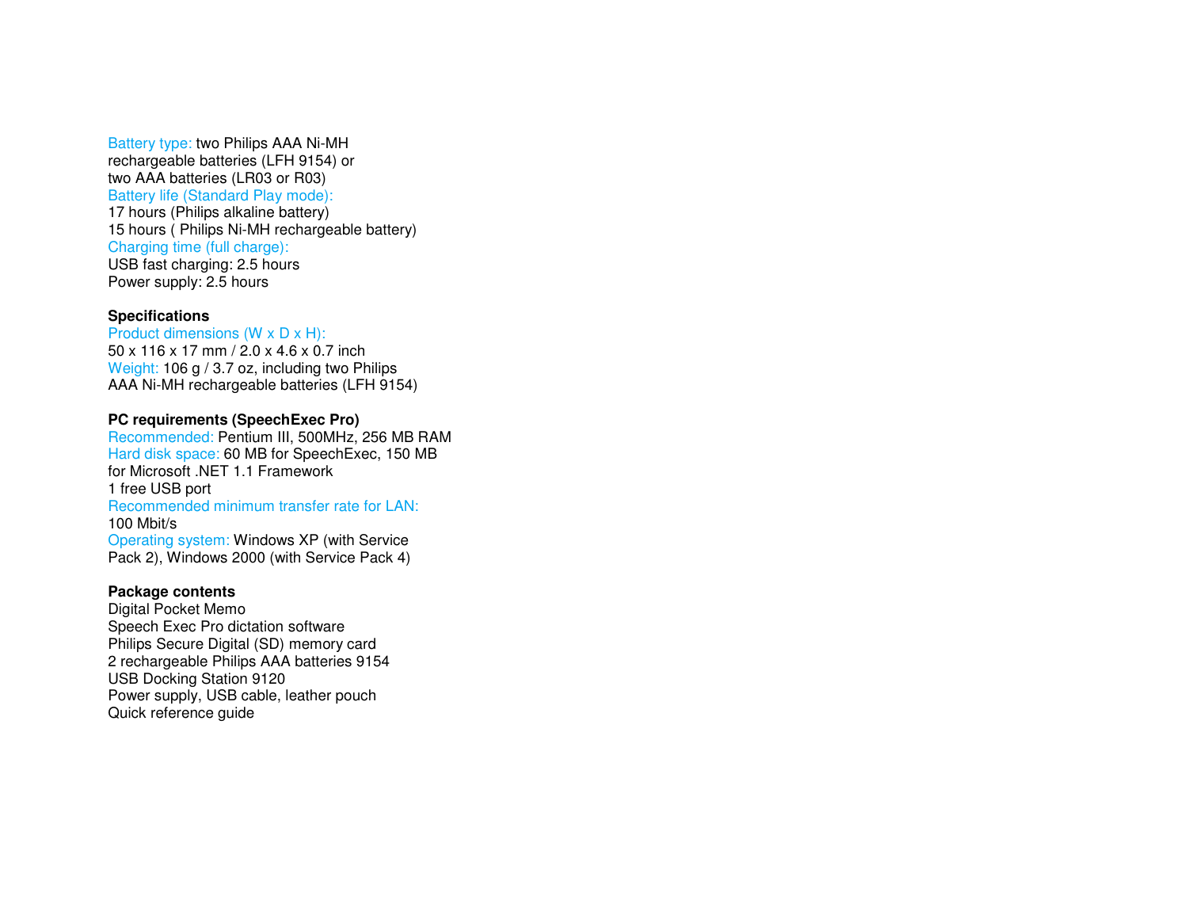Battery type: two Philips AAA Ni-MH rechargeable batteries (LFH 9154) or two AAA batteries (LR03 or R03)
Battery life (Standard Play mode):
17 hours (Philips alkaline battery)
15 hours ( Philips Ni-MH rechargeable battery)
Charging time (full charge):
USB fast charging: 2.5 hours
Power supply: 2.5 hours

**Specifications**

Product dimensions (W x D x H):
50 x 116 x 17 mm / 2.0 x 4.6 x 0.7 inch
Weight: 106 g / 3.7 oz, including two Philips AAA Ni-MH rechargeable batteries (LFH 9154)

**PC requirements (SpeechExec Pro)**

Recommended: Pentium III, 500MHz, 256 MB RAM
Hard disk space: 60 MB for SpeechExec, 150 MB for Microsoft .NET 1.1 Framework
1 free USB port
Recommended minimum transfer rate for LAN:
100 Mbit/s
Operating system: Windows XP (with Service Pack 2), Windows 2000 (with Service Pack 4)

**Package contents**

Digital Pocket Memo
Speech Exec Pro dictation software
Philips Secure Digital (SD) memory card
2 rechargeable Philips AAA batteries 9154
USB Docking Station 9120
Power supply, USB cable, leather pouch
Quick reference guide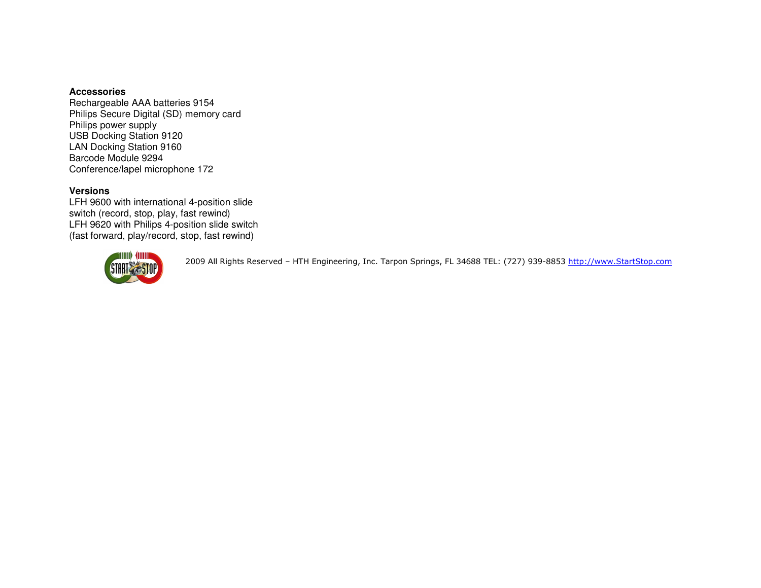**Accessories**

Rechargeable AAA batteries 9154
Philips Secure Digital (SD) memory card
Philips power supply
USB Docking Station 9120
LAN Docking Station 9160
Barcode Module 9294
Conference/lapel microphone 172

**Versions**

LFH 9600 with international 4-position slide switch (record, stop, play, fast rewind)
LFH 9620 with Philips 4-position slide switch (fast forward, play/record, stop, fast rewind)

2009 All Rights Reserved – HTH Engineering, Inc. Tarpon Springs, FL 34688 TEL: (727) 939-8853 http://www.StartStop.com